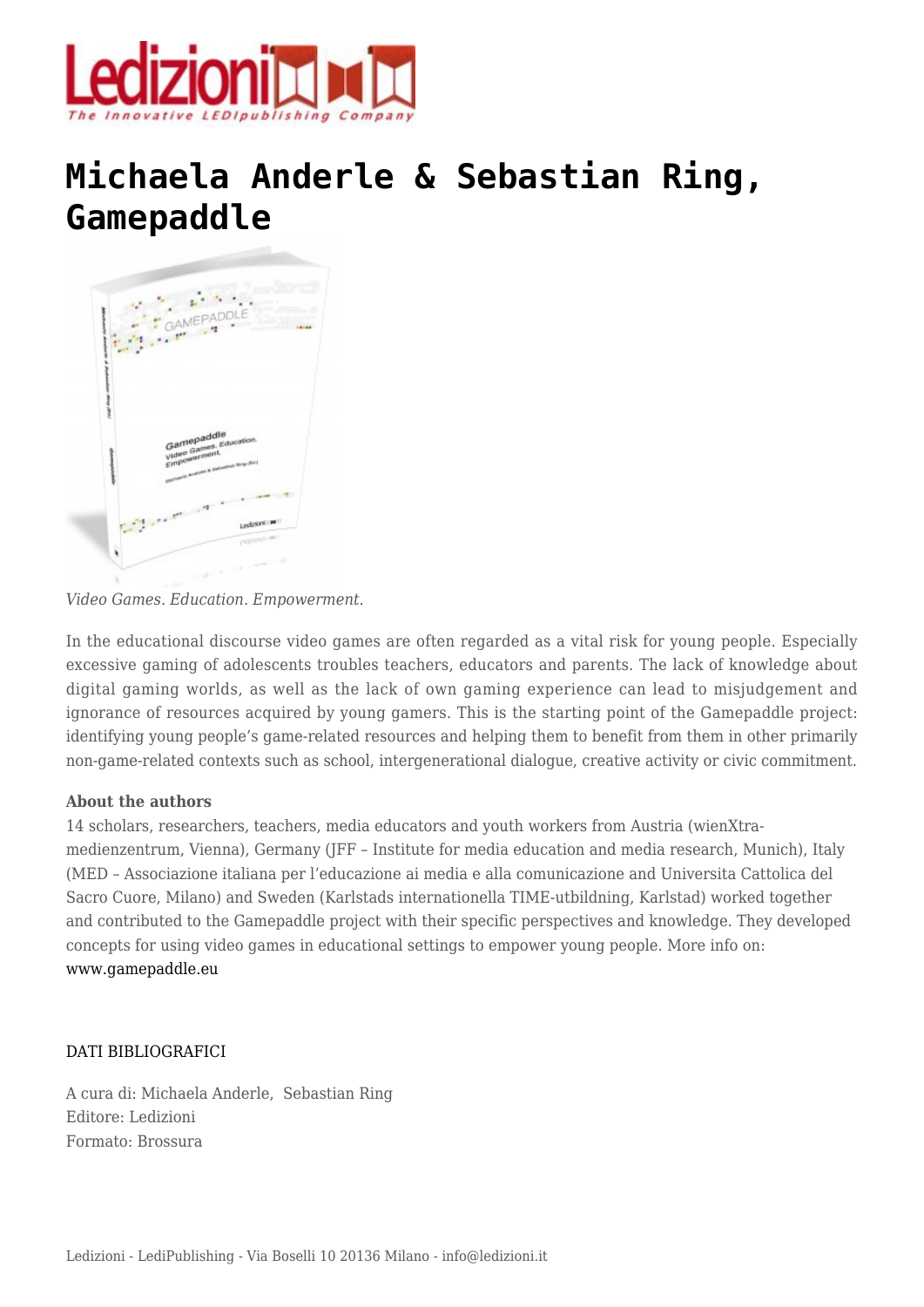# Michaela Anderle & Sebastian Ring, Gamepaddle

*Video Games. Education. Empowerment.*

In the educational discourse video games are often regarded as a vital risk for young people. Especially excessive gaming of adolescents troubles teachers, educators and parents. The lack of knowledge about digital gaming worlds, as well as the lack of own gaming experience can lead to misjudgement and ignorance of resources acquired by young gamers. This is the starting point of the Gamepaddle project: identifying young people's game-related resources and helping them to benefit from them in other primarily non-game-related contexts such as school, intergenerational dialogue, creative activity or civic commitment.

**About the authors**
14 scholars, researchers, teachers, media educators and youth workers from Austria (wienXtra-medienzentrum, Vienna), Germany (JFF – Institute for media education and media research, Munich), Italy (MED – Associazione italiana per l'educazione ai media e alla comunicazione and Universita Cattolica del Sacro Cuore, Milano) and Sweden (Karlstads internationella TIME-utbildning, Karlstad) worked together and contributed to the Gamepaddle project with their specific perspectives and knowledge. They developed concepts for using video games in educational settings to empower young people. More info on: www.gamepaddle.eu

DATI BIBLIOGRAFICI

A cura di: Michaela Anderle, Sebastian Ring
Editore: Ledizioni
Formato: Brossura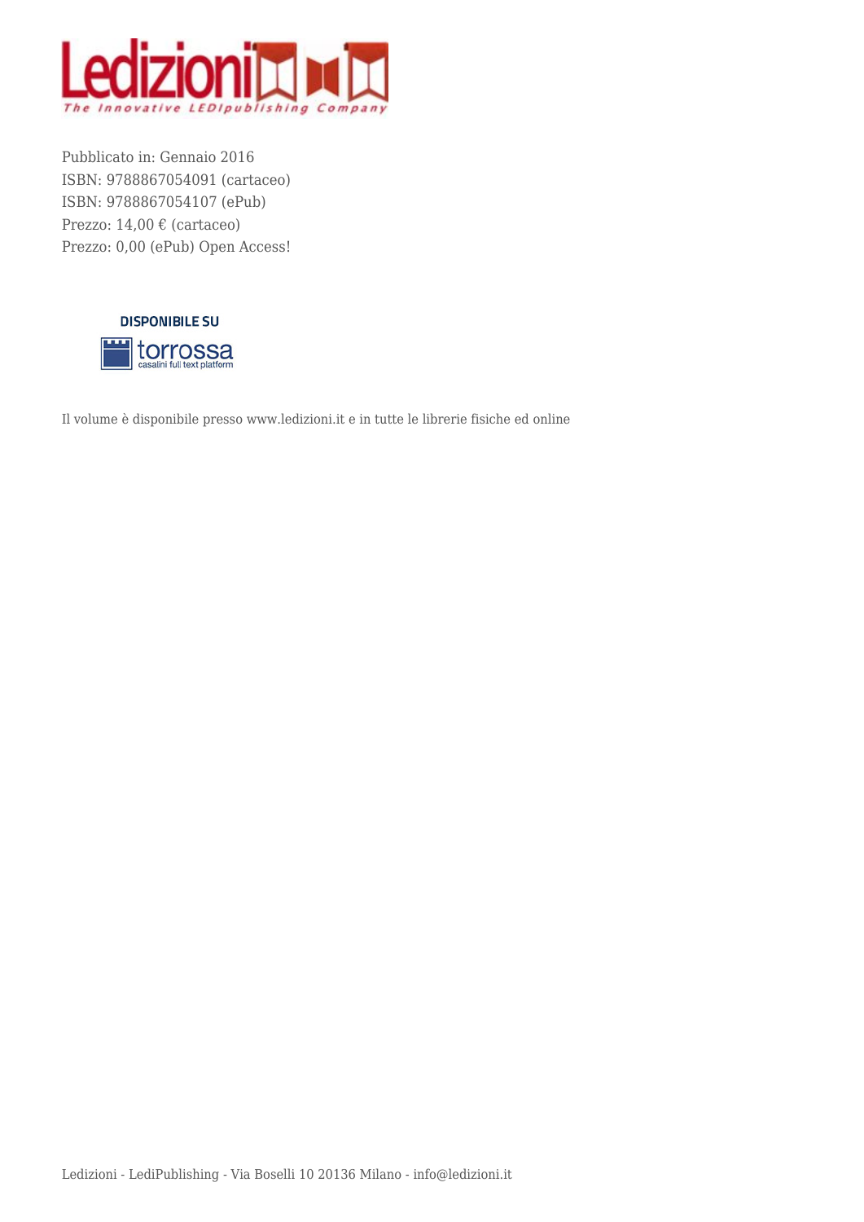Pubblicato in: Gennaio 2016
ISBN: 9788867054091 (cartaceo)
ISBN: 9788867054107 (ePub)
Prezzo: 14,00 € (cartaceo)
Prezzo: 0,00 (ePub) Open Access!

DISPONIBILE SU
torrossa
casalini full text platform

Il volume è disponibile presso www.ledizioni.it e in tutte le librerie fisiche ed online

Ledizioni - LediPublishing - Via Boselli 10 20136 Milano - info@ledizioni.it